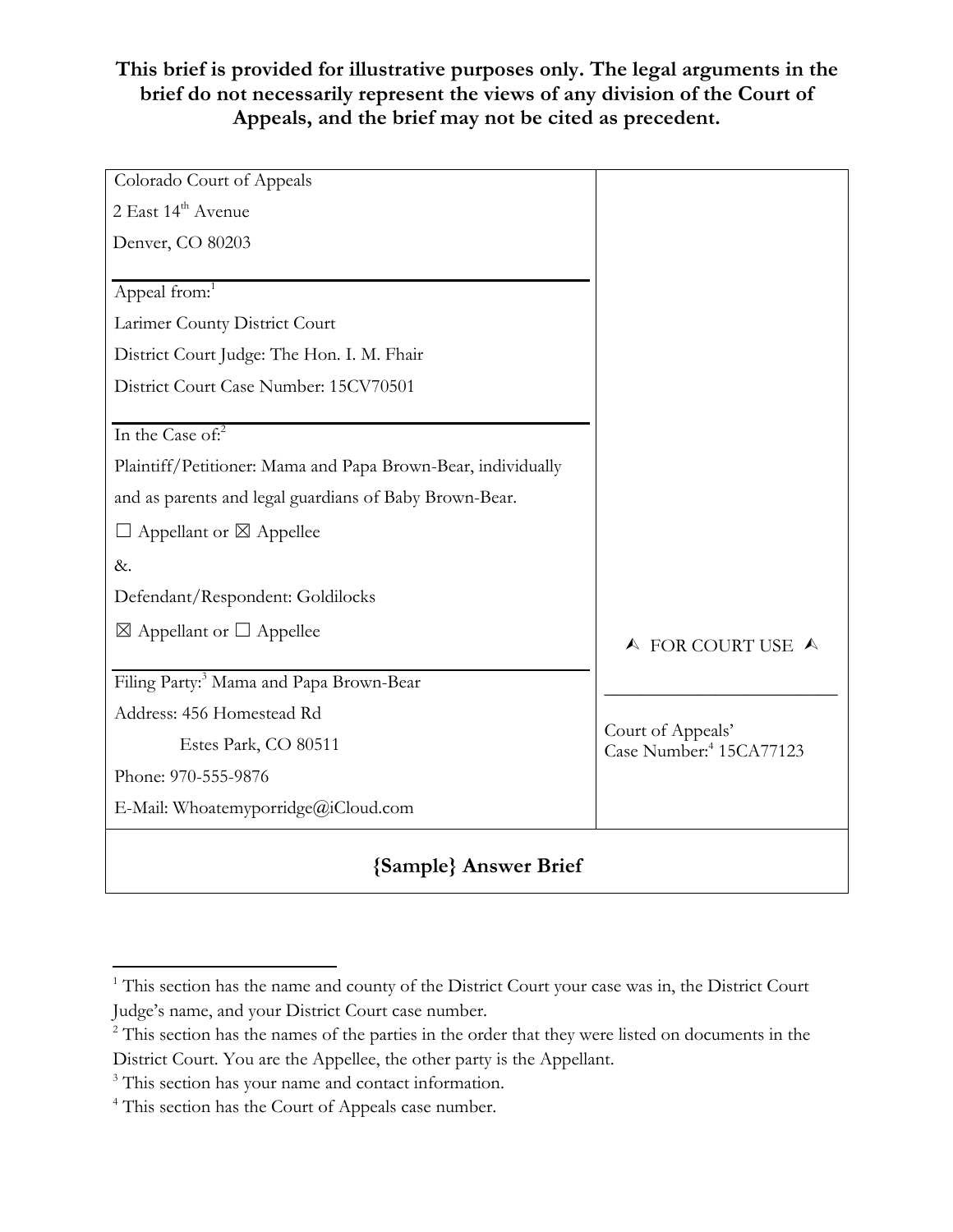**This brief is provided for illustrative purposes only. The legal arguments in the brief do not necessarily represent the views of any division of the Court of Appeals, and the brief may not be cited as precedent.**

| | |
|---|---|
| Colorado Court of Appeals<br>2 East 14th Avenue<br>Denver, CO 80203 | |
| Appeal from:[1]<br>Larimer County District Court<br>District Court Judge: The Hon. I. M. Fhair<br>District Court Case Number: 15CV70501 | |
| In the Case of:[2]<br>Plaintiff/Petitioner: Mama and Papa Brown-Bear, individually and as parents and legal guardians of Baby Brown-Bear.<br>☐ Appellant or ☒ Appellee<br>&.<br>Defendant/Respondent: Goldilocks<br>☒ Appellant or ☐ Appellee | ⮝ FOR COURT USE ⮝ |
| Filing Party:[3] Mama and Papa Brown-Bear<br>Address: 456 Homestead Rd<br>Estes Park, CO 80511<br>Phone: 970-555-9876<br>E-Mail: Whoatemyporridge@iCloud.com | Court of Appeals' Case Number:[4] 15CA77123 |

## {Sample} Answer Brief

---

[1] This section has the name and county of the District Court your case was in, the District Court Judge's name, and your District Court case number.

[2] This section has the names of the parties in the order that they were listed on documents in the District Court. You are the Appellee, the other party is the Appellant.

[3] This section has your name and contact information.

[4] This section has the Court of Appeals case number.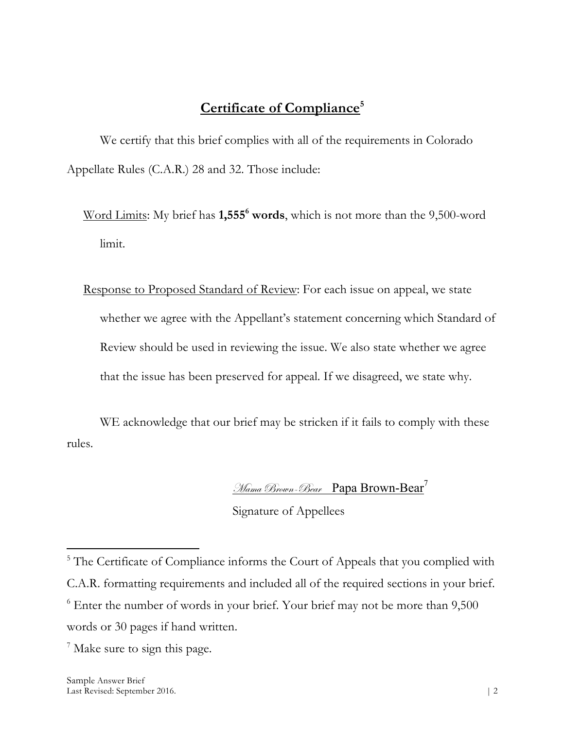## Certificate of Compliance[5]

We certify that this brief complies with all of the requirements in Colorado Appellate Rules (C.A.R.) 28 and 32. Those include:

Word Limits: My brief has **1,555[6] words**, which is not more than the 9,500-word limit.

Response to Proposed Standard of Review: For each issue on appeal, we state whether we agree with the Appellant's statement concerning which Standard of Review should be used in reviewing the issue. We also state whether we agree that the issue has been preserved for appeal. If we disagreed, we state why.

WE acknowledge that our brief may be stricken if it fails to comply with these rules.

*Mama Brown-Bear* Papa Brown-Bear[7]
Signature of Appellees

---

[5] The Certificate of Compliance informs the Court of Appeals that you complied with C.A.R. formatting requirements and included all of the required sections in your brief.

[6] Enter the number of words in your brief. Your brief may not be more than 9,500 words or 30 pages if hand written.

[7] Make sure to sign this page.

Sample Answer Brief
Last Revised: September 2016.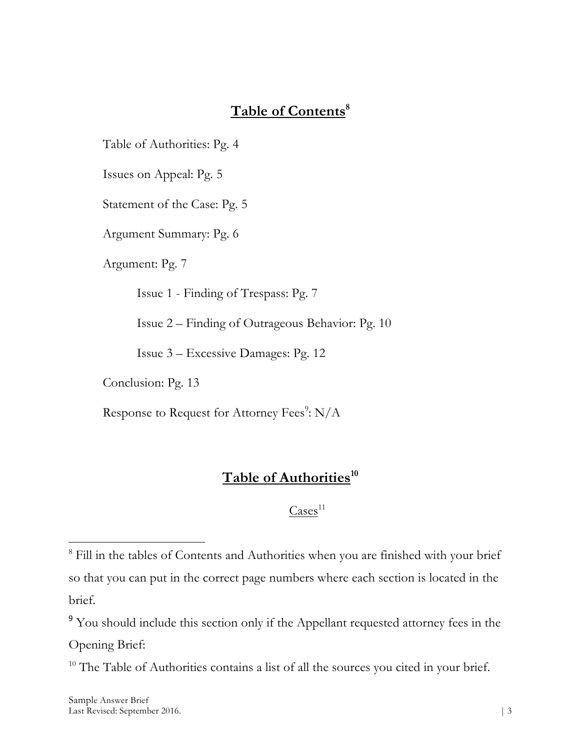## **Table of Contents**[8]

Table of Authorities: Pg. 4

Issues on Appeal: Pg. 5

Statement of the Case: Pg. 5

Argument Summary: Pg. 6

Argument: Pg. 7

- Issue 1 - Finding of Trespass: Pg. 7
- Issue 2 – Finding of Outrageous Behavior: Pg. 10
- Issue 3 – Excessive Damages: Pg. 12

Conclusion: Pg. 13

Response to Request for Attorney Fees[9]: N/A

## **Table of Authorities**[10]

### Cases[11]

---

[8] Fill in the tables of Contents and Authorities when you are finished with your brief so that you can put in the correct page numbers where each section is located in the brief.

[9] You should include this section only if the Appellant requested attorney fees in the Opening Brief:

[10] The Table of Authorities contains a list of all the sources you cited in your brief.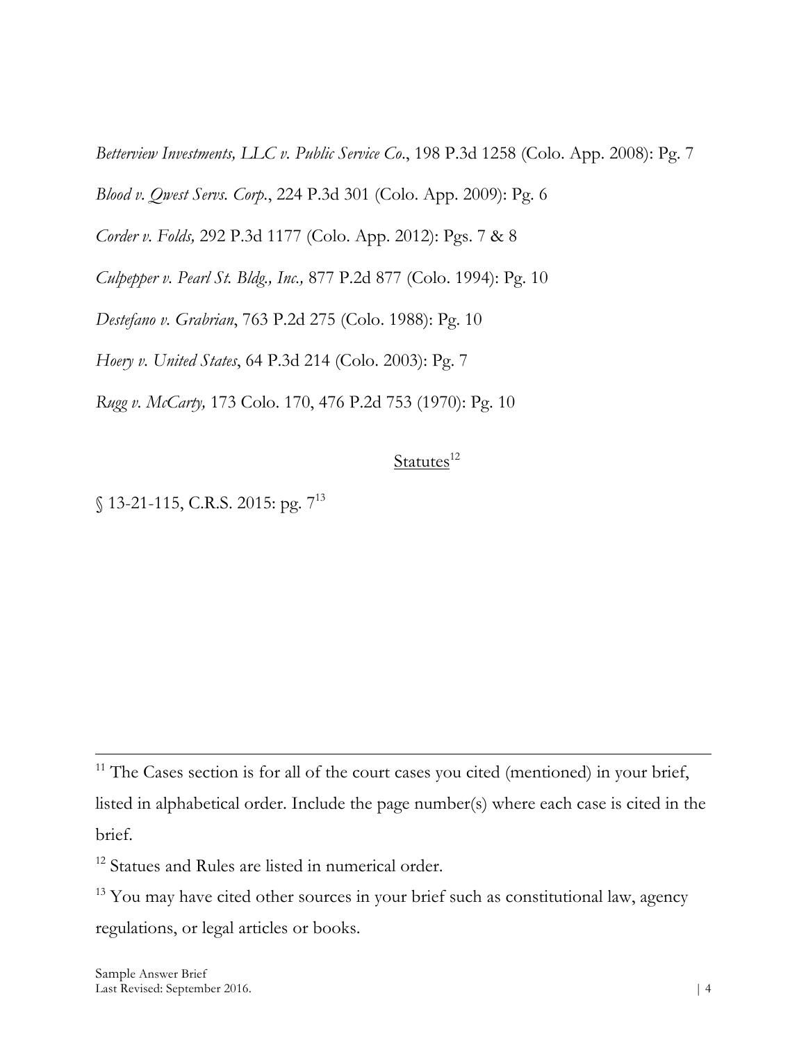*Betterview Investments, LLC v. Public Service Co.*, 198 P.3d 1258 (Colo. App. 2008): Pg. 7

*Blood v. Qwest Servs. Corp.*, 224 P.3d 301 (Colo. App. 2009): Pg. 6

*Corder v. Folds,* 292 P.3d 1177 (Colo. App. 2012): Pgs. 7 & 8

*Culpepper v. Pearl St. Bldg., Inc.,* 877 P.2d 877 (Colo. 1994): Pg. 10

*Destefano v. Grabrian*, 763 P.2d 275 (Colo. 1988): Pg. 10

*Hoery v. United States*, 64 P.3d 214 (Colo. 2003): Pg. 7

*Rugg v. McCarty,* 173 Colo. 170, 476 P.2d 753 (1970): Pg. 10

<u>Statutes</u>[12]

§ 13-21-115, C.R.S. 2015: pg. 7[13]

---

[11] The Cases section is for all of the court cases you cited (mentioned) in your brief, listed in alphabetical order. Include the page number(s) where each case is cited in the brief.

[12] Statues and Rules are listed in numerical order.

[13] You may have cited other sources in your brief such as constitutional law, agency regulations, or legal articles or books.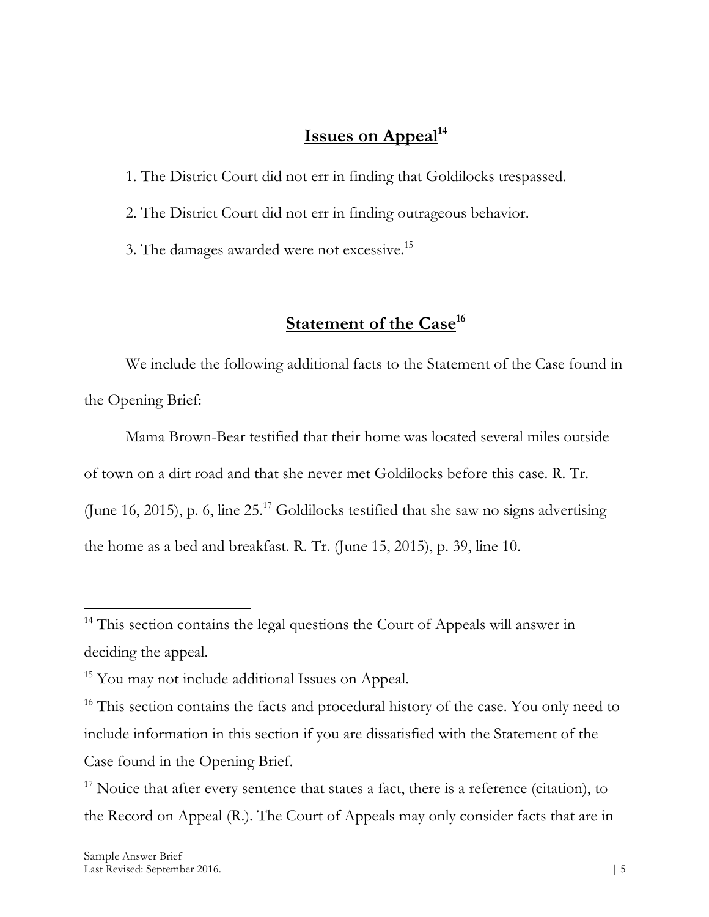## Issues on Appeal[14]

1. The District Court did not err in finding that Goldilocks trespassed.

2. The District Court did not err in finding outrageous behavior.

3. The damages awarded were not excessive.[15]

## Statement of the Case[16]

We include the following additional facts to the Statement of the Case found in the Opening Brief:

Mama Brown-Bear testified that their home was located several miles outside of town on a dirt road and that she never met Goldilocks before this case. R. Tr. (June 16, 2015), p. 6, line 25.[17] Goldilocks testified that she saw no signs advertising the home as a bed and breakfast. R. Tr. (June 15, 2015), p. 39, line 10.

---

[14] This section contains the legal questions the Court of Appeals will answer in deciding the appeal.

[15] You may not include additional Issues on Appeal.

[16] This section contains the facts and procedural history of the case. You only need to include information in this section if you are dissatisfied with the Statement of the Case found in the Opening Brief.

[17] Notice that after every sentence that states a fact, there is a reference (citation), to the Record on Appeal (R.). The Court of Appeals may only consider facts that are in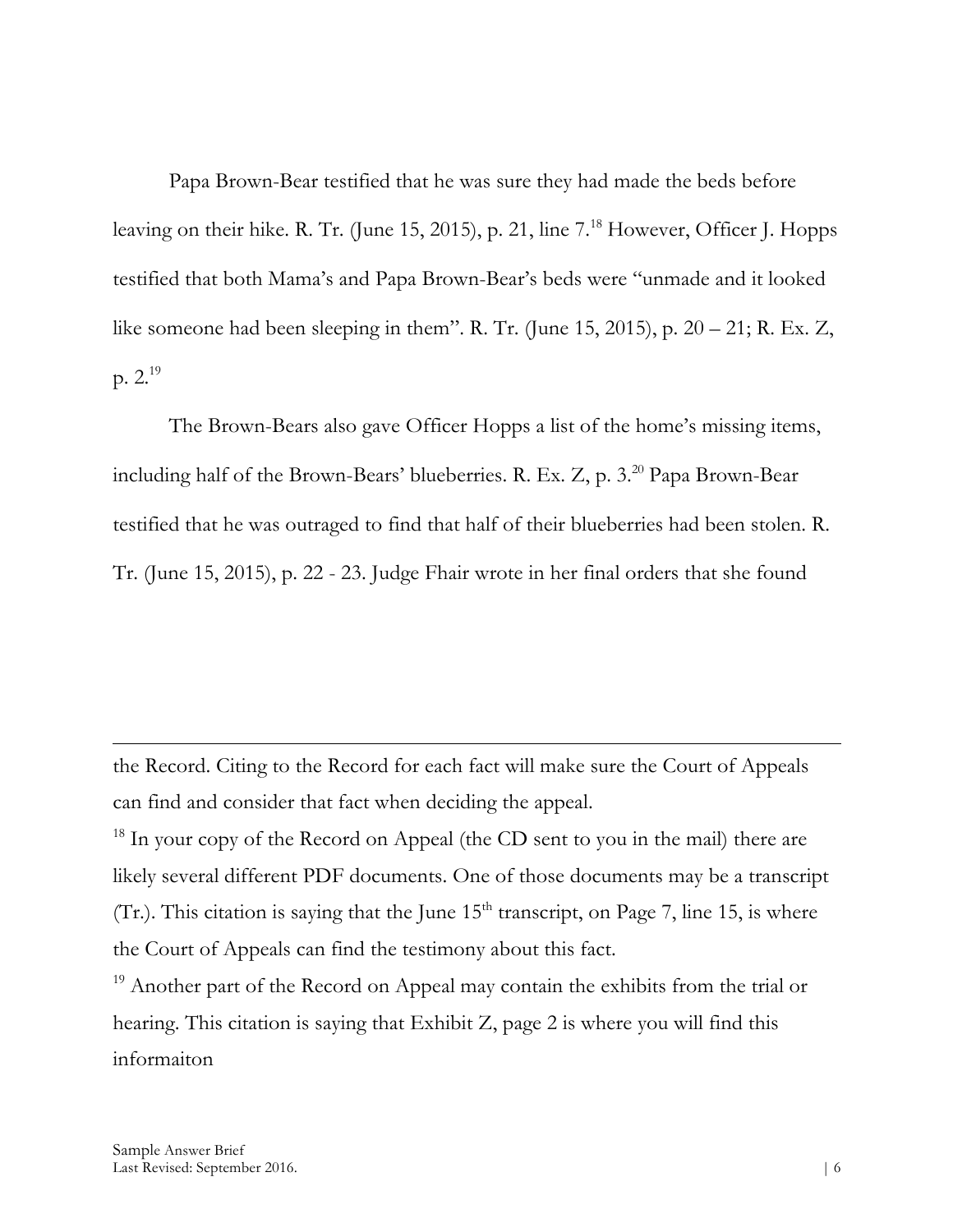Papa Brown-Bear testified that he was sure they had made the beds before leaving on their hike. R. Tr. (June 15, 2015), p. 21, line 7.[18] However, Officer J. Hopps testified that both Mama's and Papa Brown-Bear's beds were "unmade and it looked like someone had been sleeping in them". R. Tr. (June 15, 2015), p. 20 – 21; R. Ex. Z, p. 2.[19]

The Brown-Bears also gave Officer Hopps a list of the home's missing items, including half of the Brown-Bears' blueberries. R. Ex. Z, p. 3.[20] Papa Brown-Bear testified that he was outraged to find that half of their blueberries had been stolen. R. Tr. (June 15, 2015), p. 22 - 23. Judge Fhair wrote in her final orders that she found

---

the Record. Citing to the Record for each fact will make sure the Court of Appeals can find and consider that fact when deciding the appeal.

[18] In your copy of the Record on Appeal (the CD sent to you in the mail) there are likely several different PDF documents. One of those documents may be a transcript (Tr.). This citation is saying that the June 15th transcript, on Page 7, line 15, is where the Court of Appeals can find the testimony about this fact.

[19] Another part of the Record on Appeal may contain the exhibits from the trial or hearing. This citation is saying that Exhibit Z, page 2 is where you will find this informaiton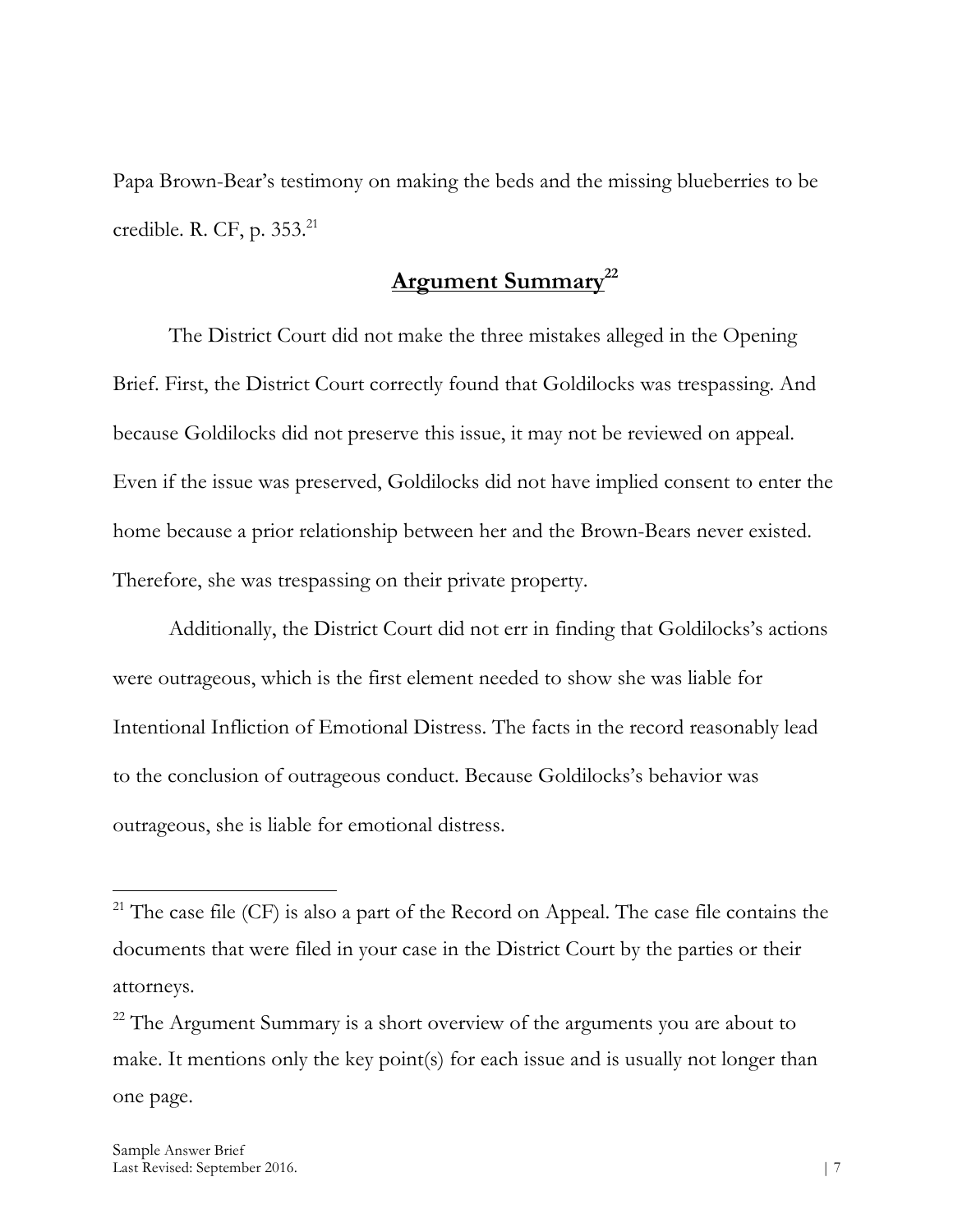Papa Brown-Bear's testimony on making the beds and the missing blueberries to be credible. R. CF, p. 353.[21]

## Argument Summary[22]

The District Court did not make the three mistakes alleged in the Opening Brief. First, the District Court correctly found that Goldilocks was trespassing. And because Goldilocks did not preserve this issue, it may not be reviewed on appeal. Even if the issue was preserved, Goldilocks did not have implied consent to enter the home because a prior relationship between her and the Brown-Bears never existed. Therefore, she was trespassing on their private property.

Additionally, the District Court did not err in finding that Goldilocks's actions were outrageous, which is the first element needed to show she was liable for Intentional Infliction of Emotional Distress. The facts in the record reasonably lead to the conclusion of outrageous conduct. Because Goldilocks's behavior was outrageous, she is liable for emotional distress.

---

[21] The case file (CF) is also a part of the Record on Appeal. The case file contains the documents that were filed in your case in the District Court by the parties or their attorneys.

[22] The Argument Summary is a short overview of the arguments you are about to make. It mentions only the key point(s) for each issue and is usually not longer than one page.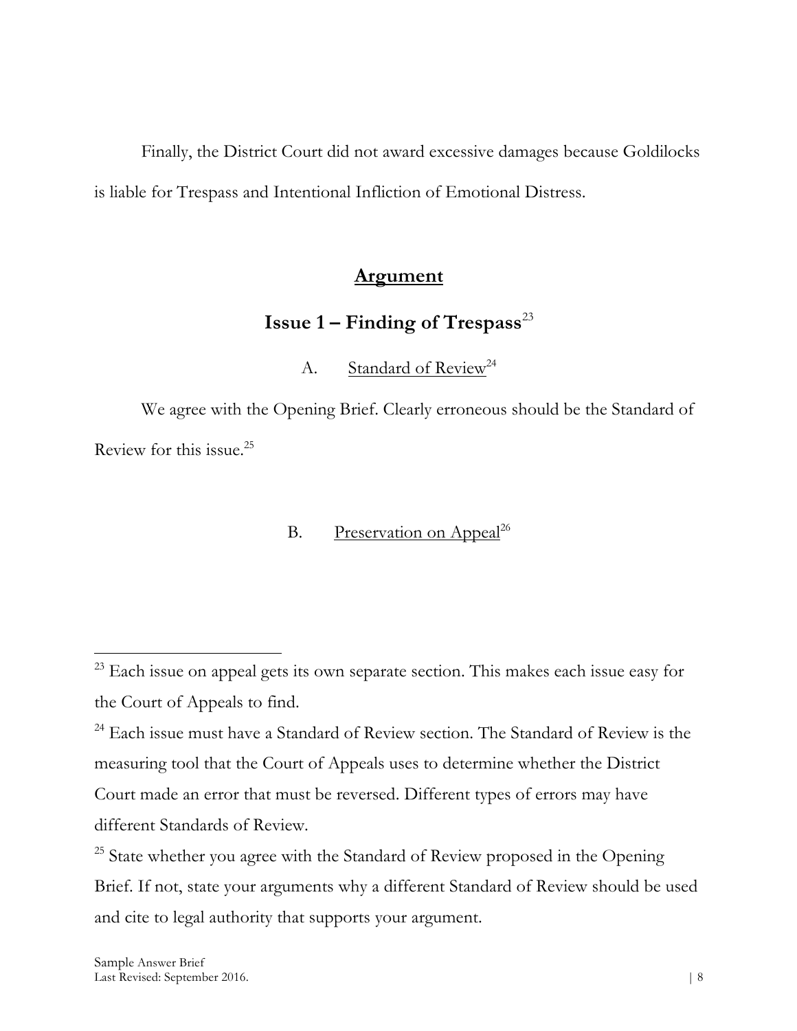Finally, the District Court did not award excessive damages because Goldilocks is liable for Trespass and Intentional Infliction of Emotional Distress.

## **Argument**

### Issue 1 – Finding of Trespass[23]

A. Standard of Review[24]

We agree with the Opening Brief. Clearly erroneous should be the Standard of Review for this issue.[25]

B. Preservation on Appeal[26]

---

[23] Each issue on appeal gets its own separate section. This makes each issue easy for the Court of Appeals to find.

[24] Each issue must have a Standard of Review section. The Standard of Review is the measuring tool that the Court of Appeals uses to determine whether the District Court made an error that must be reversed. Different types of errors may have different Standards of Review.

[25] State whether you agree with the Standard of Review proposed in the Opening Brief. If not, state your arguments why a different Standard of Review should be used and cite to legal authority that supports your argument.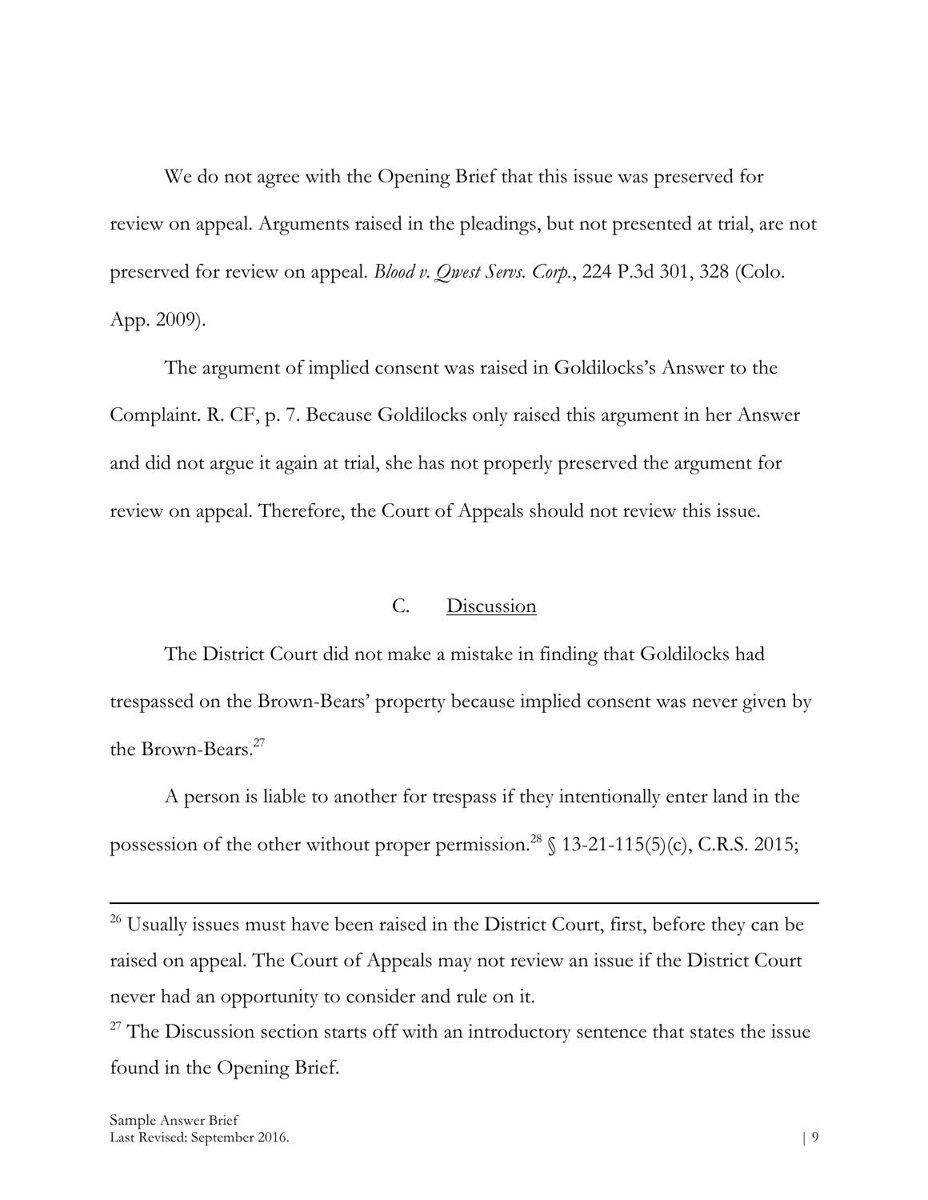We do not agree with the Opening Brief that this issue was preserved for review on appeal. Arguments raised in the pleadings, but not presented at trial, are not preserved for review on appeal. *Blood v. Qwest Servs. Corp.*, 224 P.3d 301, 328 (Colo. App. 2009).

The argument of implied consent was raised in Goldilocks's Answer to the Complaint. R. CF, p. 7. Because Goldilocks only raised this argument in her Answer and did not argue it again at trial, she has not properly preserved the argument for review on appeal. Therefore, the Court of Appeals should not review this issue.

### C. Discussion

The District Court did not make a mistake in finding that Goldilocks had trespassed on the Brown-Bears' property because implied consent was never given by the Brown-Bears.[27]

A person is liable to another for trespass if they intentionally enter land in the possession of the other without proper permission.[28] § 13-21-115(5)(c), C.R.S. 2015;

---

[26] Usually issues must have been raised in the District Court, first, before they can be raised on appeal. The Court of Appeals may not review an issue if the District Court never had an opportunity to consider and rule on it.

[27] The Discussion section starts off with an introductory sentence that states the issue found in the Opening Brief.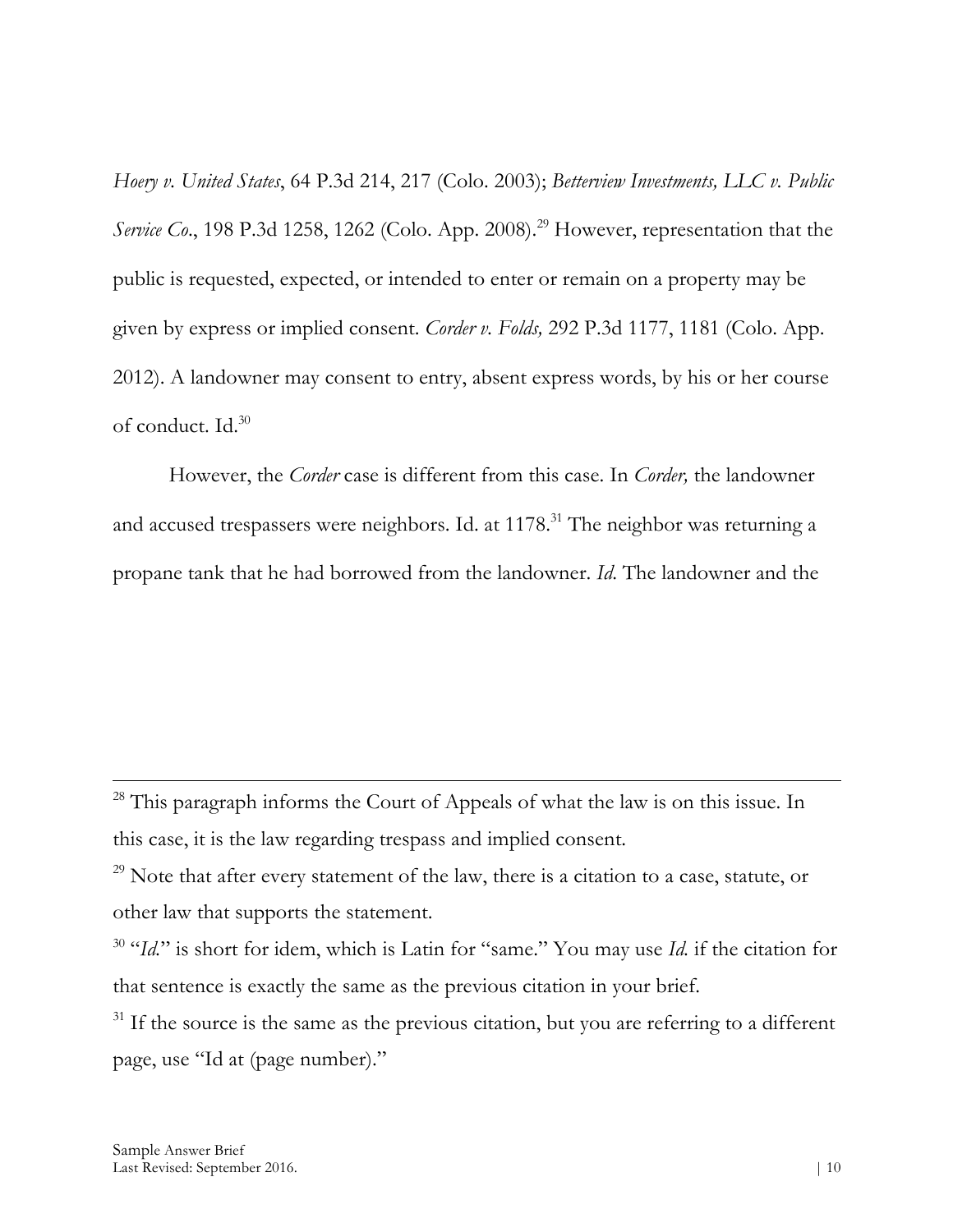*Hoery v. United States*, 64 P.3d 214, 217 (Colo. 2003); *Betterview Investments, LLC v. Public Service Co.*, 198 P.3d 1258, 1262 (Colo. App. 2008).[29] However, representation that the public is requested, expected, or intended to enter or remain on a property may be given by express or implied consent. *Corder v. Folds,* 292 P.3d 1177, 1181 (Colo. App. 2012). A landowner may consent to entry, absent express words, by his or her course of conduct. Id.[30]

However, the *Corder* case is different from this case. In *Corder,* the landowner and accused trespassers were neighbors. Id. at 1178.[31] The neighbor was returning a propane tank that he had borrowed from the landowner. *Id.* The landowner and the

---

[28] This paragraph informs the Court of Appeals of what the law is on this issue. In this case, it is the law regarding trespass and implied consent.

[29] Note that after every statement of the law, there is a citation to a case, statute, or other law that supports the statement.

[30] "*Id.*" is short for idem, which is Latin for "same." You may use *Id.* if the citation for that sentence is exactly the same as the previous citation in your brief.

[31] If the source is the same as the previous citation, but you are referring to a different page, use "Id at (page number)."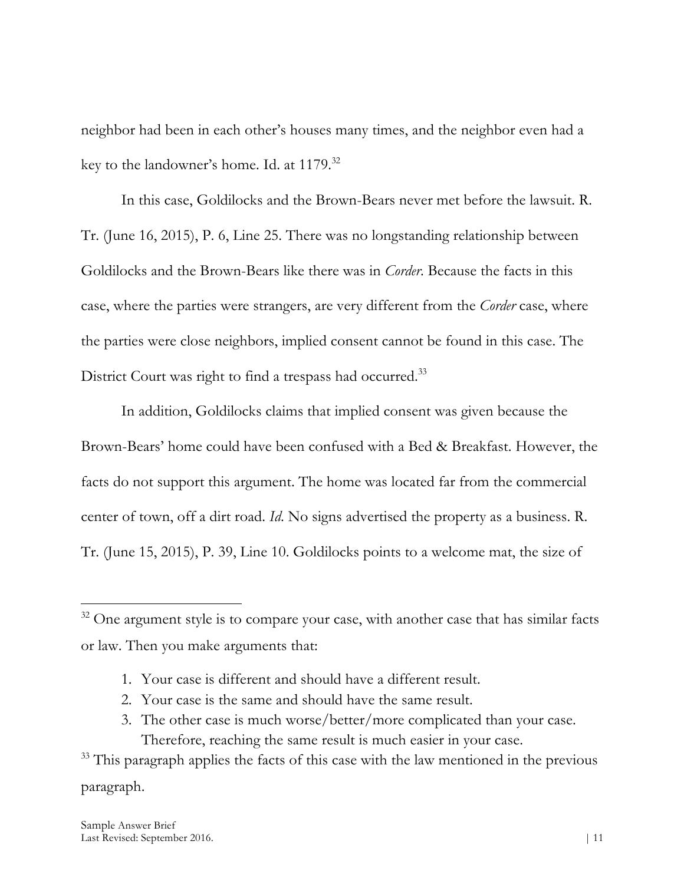neighbor had been in each other's houses many times, and the neighbor even had a key to the landowner's home. Id. at 1179.[32]

In this case, Goldilocks and the Brown-Bears never met before the lawsuit. R. Tr. (June 16, 2015), P. 6, Line 25. There was no longstanding relationship between Goldilocks and the Brown-Bears like there was in *Corder*. Because the facts in this case, where the parties were strangers, are very different from the *Corder* case, where the parties were close neighbors, implied consent cannot be found in this case. The District Court was right to find a trespass had occurred.[33]

In addition, Goldilocks claims that implied consent was given because the Brown-Bears' home could have been confused with a Bed & Breakfast. However, the facts do not support this argument. The home was located far from the commercial center of town, off a dirt road. *Id*. No signs advertised the property as a business. R. Tr. (June 15, 2015), P. 39, Line 10. Goldilocks points to a welcome mat, the size of

---

[32] One argument style is to compare your case, with another case that has similar facts or law. Then you make arguments that:

1. Your case is different and should have a different result.
2. Your case is the same and should have the same result.
3. The other case is much worse/better/more complicated than your case. Therefore, reaching the same result is much easier in your case.

[33] This paragraph applies the facts of this case with the law mentioned in the previous paragraph.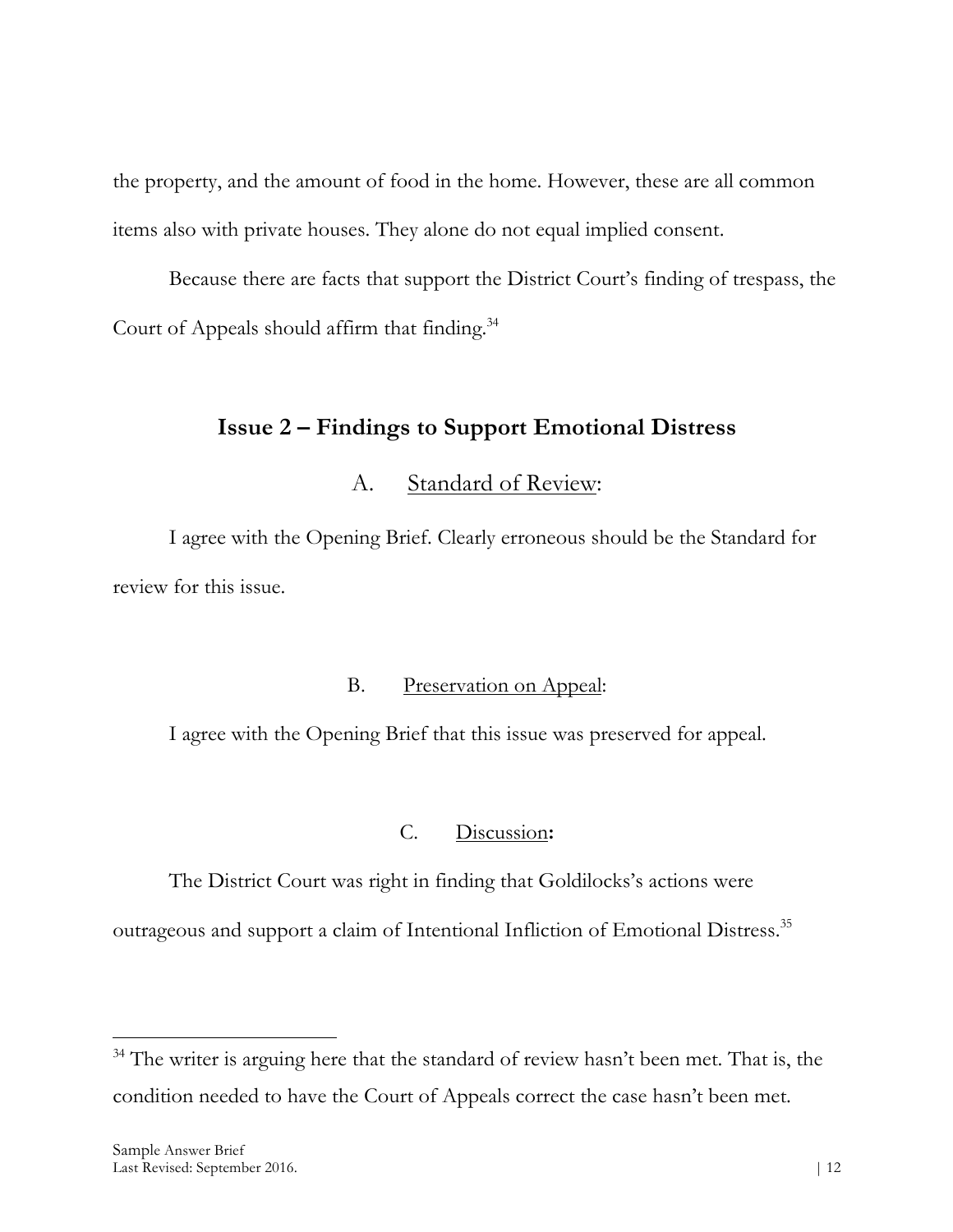the property, and the amount of food in the home. However, these are all common items also with private houses. They alone do not equal implied consent.

Because there are facts that support the District Court's finding of trespass, the Court of Appeals should affirm that finding.[34]

## Issue 2 – Findings to Support Emotional Distress

### A. Standard of Review:

I agree with the Opening Brief. Clearly erroneous should be the Standard for review for this issue.

### B. Preservation on Appeal:

I agree with the Opening Brief that this issue was preserved for appeal.

### C. Discussion:

The District Court was right in finding that Goldilocks's actions were outrageous and support a claim of Intentional Infliction of Emotional Distress.[35]

---

[34] The writer is arguing here that the standard of review hasn't been met. That is, the condition needed to have the Court of Appeals correct the case hasn't been met.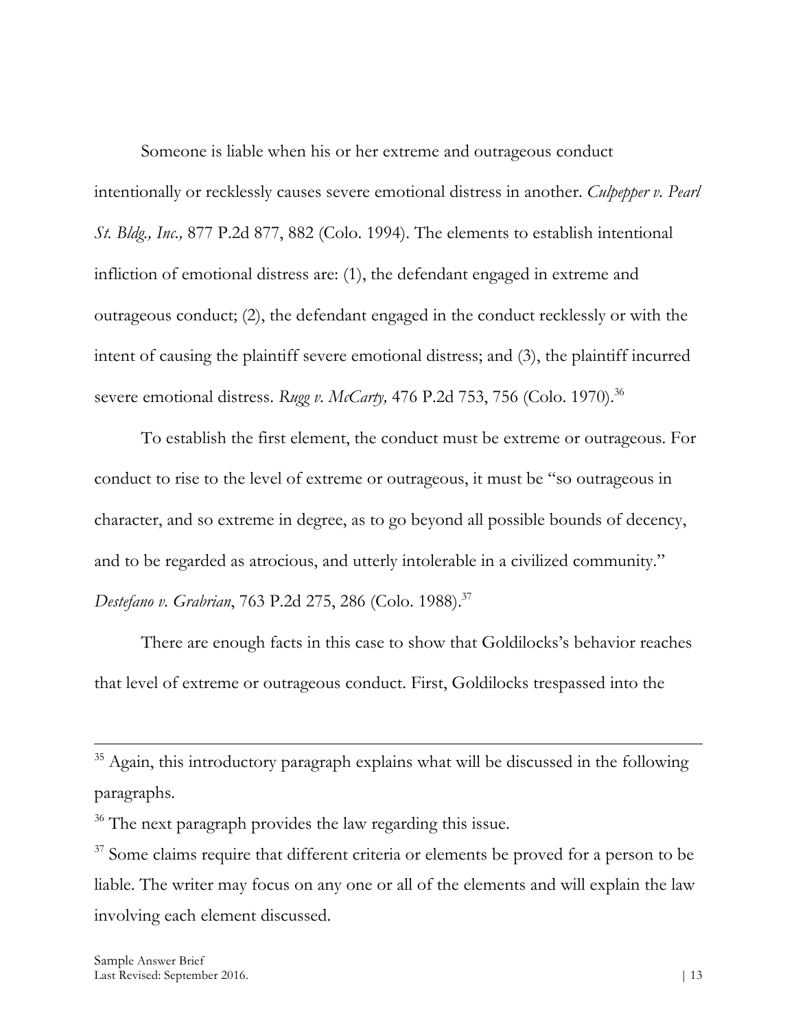Someone is liable when his or her extreme and outrageous conduct intentionally or recklessly causes severe emotional distress in another. *Culpepper v. Pearl St. Bldg., Inc.,* 877 P.2d 877, 882 (Colo. 1994). The elements to establish intentional infliction of emotional distress are: (1), the defendant engaged in extreme and outrageous conduct; (2), the defendant engaged in the conduct recklessly or with the intent of causing the plaintiff severe emotional distress; and (3), the plaintiff incurred severe emotional distress. *Rugg v. McCarty,* 476 P.2d 753, 756 (Colo. 1970).[36]

To establish the first element, the conduct must be extreme or outrageous. For conduct to rise to the level of extreme or outrageous, it must be "so outrageous in character, and so extreme in degree, as to go beyond all possible bounds of decency, and to be regarded as atrocious, and utterly intolerable in a civilized community." *Destefano v. Grabrian*, 763 P.2d 275, 286 (Colo. 1988).[37]

There are enough facts in this case to show that Goldilocks's behavior reaches that level of extreme or outrageous conduct. First, Goldilocks trespassed into the

---

[35] Again, this introductory paragraph explains what will be discussed in the following paragraphs.

[36] The next paragraph provides the law regarding this issue.

[37] Some claims require that different criteria or elements be proved for a person to be liable. The writer may focus on any one or all of the elements and will explain the law involving each element discussed.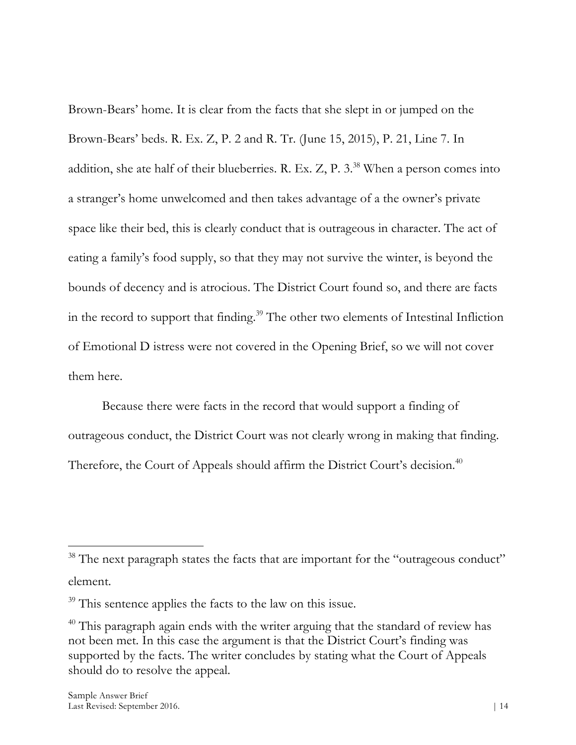Brown-Bears' home. It is clear from the facts that she slept in or jumped on the Brown-Bears' beds. R. Ex. Z, P. 2 and R. Tr. (June 15, 2015), P. 21, Line 7. In addition, she ate half of their blueberries. R. Ex. Z, P. 3.[38] When a person comes into a stranger's home unwelcomed and then takes advantage of a the owner's private space like their bed, this is clearly conduct that is outrageous in character. The act of eating a family's food supply, so that they may not survive the winter, is beyond the bounds of decency and is atrocious. The District Court found so, and there are facts in the record to support that finding.[39] The other two elements of Intestinal Infliction of Emotional D istress were not covered in the Opening Brief, so we will not cover them here.

Because there were facts in the record that would support a finding of outrageous conduct, the District Court was not clearly wrong in making that finding. Therefore, the Court of Appeals should affirm the District Court's decision.[40]

---

[38] The next paragraph states the facts that are important for the "outrageous conduct" element.

[39] This sentence applies the facts to the law on this issue.

[40] This paragraph again ends with the writer arguing that the standard of review has not been met. In this case the argument is that the District Court's finding was supported by the facts. The writer concludes by stating what the Court of Appeals should do to resolve the appeal.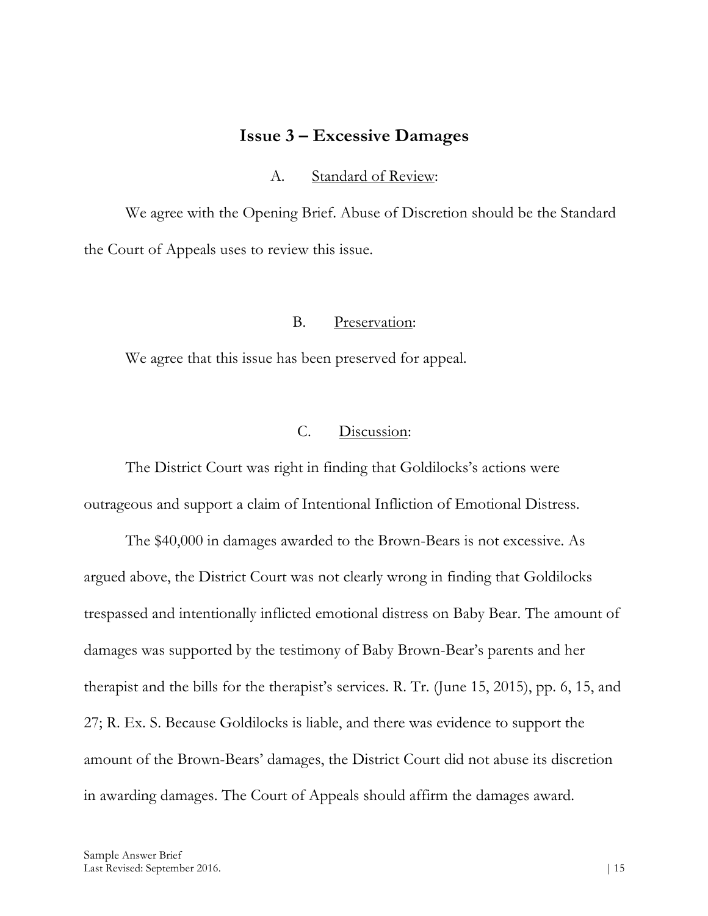## Issue 3 – Excessive Damages

A. Standard of Review:

We agree with the Opening Brief. Abuse of Discretion should be the Standard the Court of Appeals uses to review this issue.

B. Preservation:

We agree that this issue has been preserved for appeal.

C. Discussion:

The District Court was right in finding that Goldilocks's actions were outrageous and support a claim of Intentional Infliction of Emotional Distress.

The $40,000 in damages awarded to the Brown-Bears is not excessive. As argued above, the District Court was not clearly wrong in finding that Goldilocks trespassed and intentionally inflicted emotional distress on Baby Bear. The amount of damages was supported by the testimony of Baby Brown-Bear's parents and her therapist and the bills for the therapist's services. R. Tr. (June 15, 2015), pp. 6, 15, and 27; R. Ex. S. Because Goldilocks is liable, and there was evidence to support the amount of the Brown-Bears' damages, the District Court did not abuse its discretion in awarding damages. The Court of Appeals should affirm the damages award.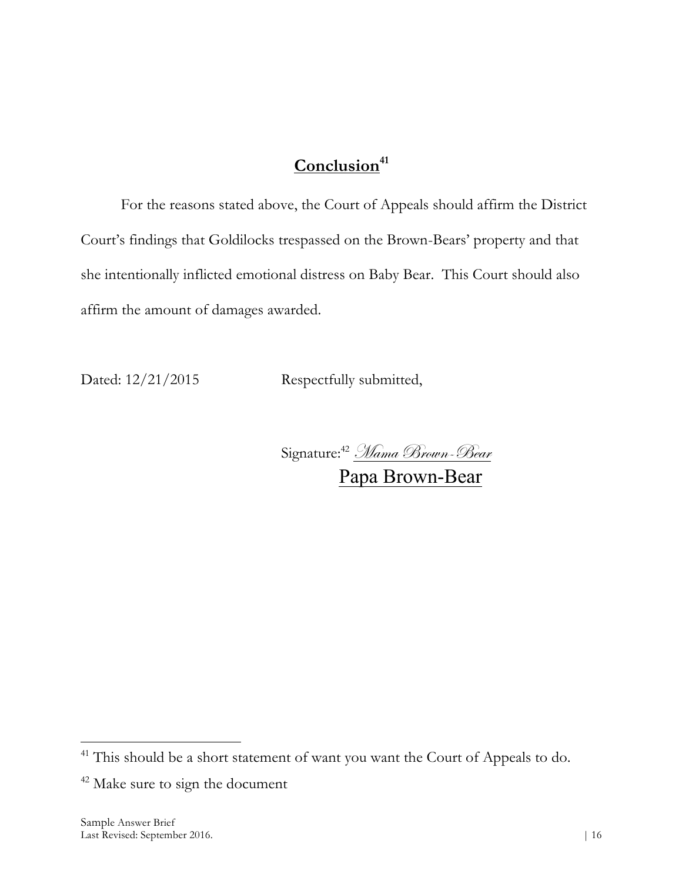## **Conclusion**[41]

For the reasons stated above, the Court of Appeals should affirm the District Court's findings that Goldilocks trespassed on the Brown-Bears' property and that she intentionally inflicted emotional distress on Baby Bear. This Court should also affirm the amount of damages awarded.

Dated: 12/21/2015 Respectfully submitted,

Signature:[42] *Mama Brown-Bear*

Papa Brown-Bear

---

[41] This should be a short statement of want you want the Court of Appeals to do.

[42] Make sure to sign the document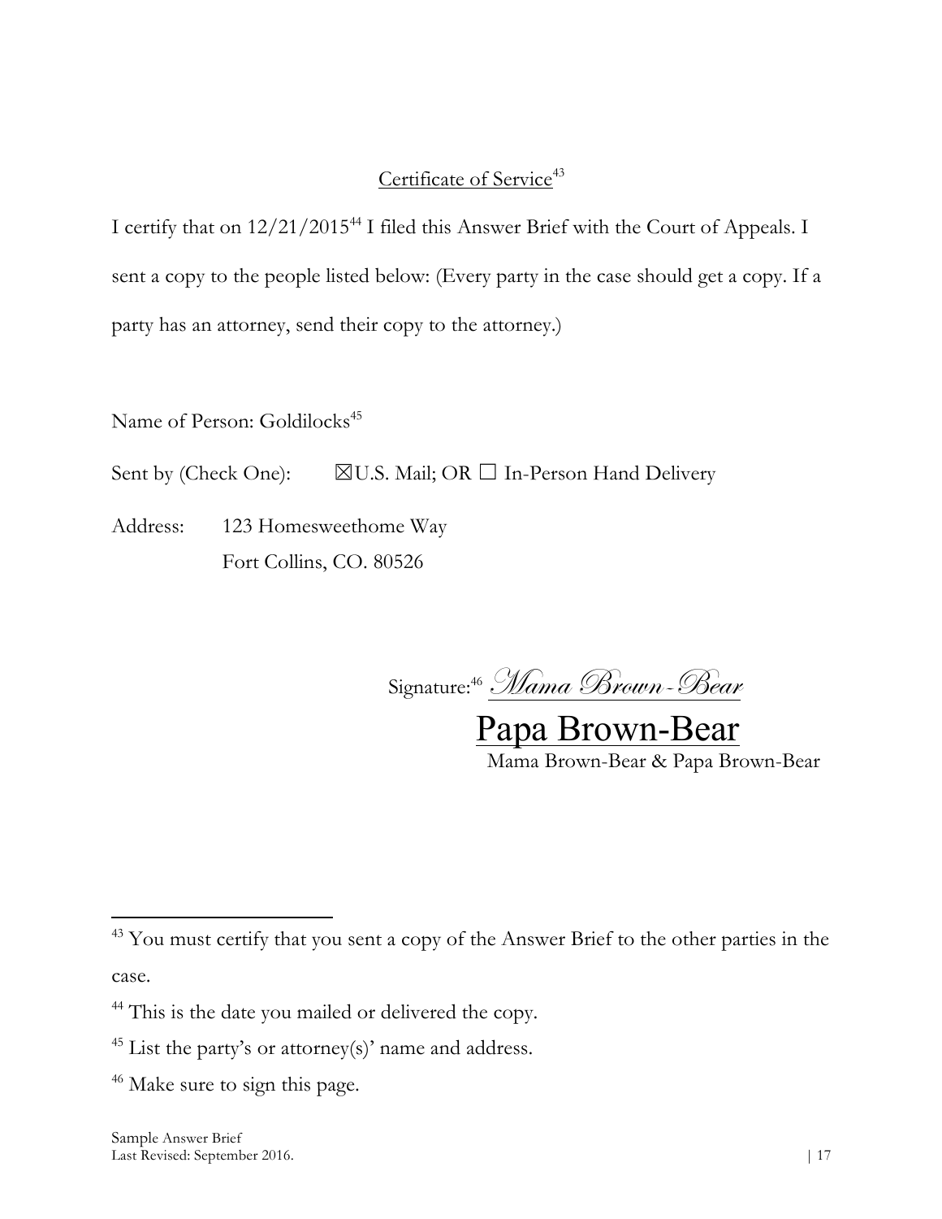## Certificate of Service[43]

I certify that on 12/21/2015[44] I filed this Answer Brief with the Court of Appeals. I sent a copy to the people listed below: (Every party in the case should get a copy. If a party has an attorney, send their copy to the attorney.)

Name of Person: Goldilocks[45]

Sent by (Check One): ☒U.S. Mail; OR ☐ In-Person Hand Delivery

Address: 123 Homesweethome Way
Fort Collins, CO. 80526

Signature:[46] *Mama Brown-Bear*

Papa Brown-Bear

Mama Brown-Bear & Papa Brown-Bear

---

[43] You must certify that you sent a copy of the Answer Brief to the other parties in the case.

[44] This is the date you mailed or delivered the copy.

[45] List the party's or attorney(s)' name and address.

[46] Make sure to sign this page.